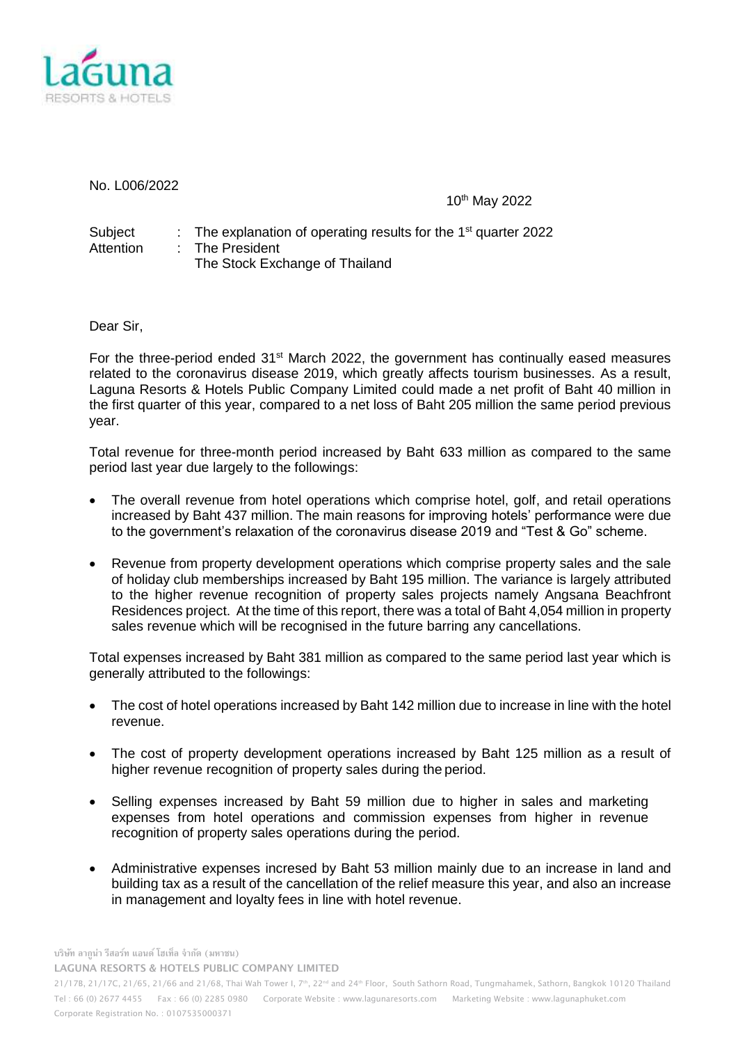Laguna RESORTS & HOTELS

No. L006/2022

10th May 2022

Subject : The explanation of operating results for the 1st quarter 2022
Attention : The President
The Stock Exchange of Thailand

Dear Sir,

For the three-period ended 31st March 2022, the government has continually eased measures related to the coronavirus disease 2019, which greatly affects tourism businesses. As a result, Laguna Resorts & Hotels Public Company Limited could made a net profit of Baht 40 million in the first quarter of this year, compared to a net loss of Baht 205 million the same period previous year.

Total revenue for three-month period increased by Baht 633 million as compared to the same period last year due largely to the followings:

- The overall revenue from hotel operations which comprise hotel, golf, and retail operations increased by Baht 437 million. The main reasons for improving hotels' performance were due to the government's relaxation of the coronavirus disease 2019 and "Test & Go" scheme.
- Revenue from property development operations which comprise property sales and the sale of holiday club memberships increased by Baht 195 million. The variance is largely attributed to the higher revenue recognition of property sales projects namely Angsana Beachfront Residences project. At the time of this report, there was a total of Baht 4,054 million in property sales revenue which will be recognised in the future barring any cancellations.

Total expenses increased by Baht 381 million as compared to the same period last year which is generally attributed to the followings:

- The cost of hotel operations increased by Baht 142 million due to increase in line with the hotel revenue.
- The cost of property development operations increased by Baht 125 million as a result of higher revenue recognition of property sales during the period.
- Selling expenses increased by Baht 59 million due to higher in sales and marketing expenses from hotel operations and commission expenses from higher in revenue recognition of property sales operations during the period.
- Administrative expenses incresed by Baht 53 million mainly due to an increase in land and building tax as a result of the cancellation of the relief measure this year, and also an increase in management and loyalty fees in line with hotel revenue.

บริษัท ลากูน่า รีสอร์ท แอนด์ โฮเท็ล จำกัด (มหาชน)
LAGUNA RESORTS & HOTELS PUBLIC COMPANY LIMITED
21/17B, 21/17C, 21/65, 21/66 and 21/68, Thai Wah Tower I, 7th, 22nd and 24th Floor, South Sathorn Road, Tungmahamek, Sathorn, Bangkok 10120 Thailand
Tel : 66 (0) 2677 4455 Fax : 66 (0) 2285 0980 Corporate Website : www.lagunaresorts.com Marketing Website : www.lagunaphuket.com
Corporate Registration No. : 0107535000371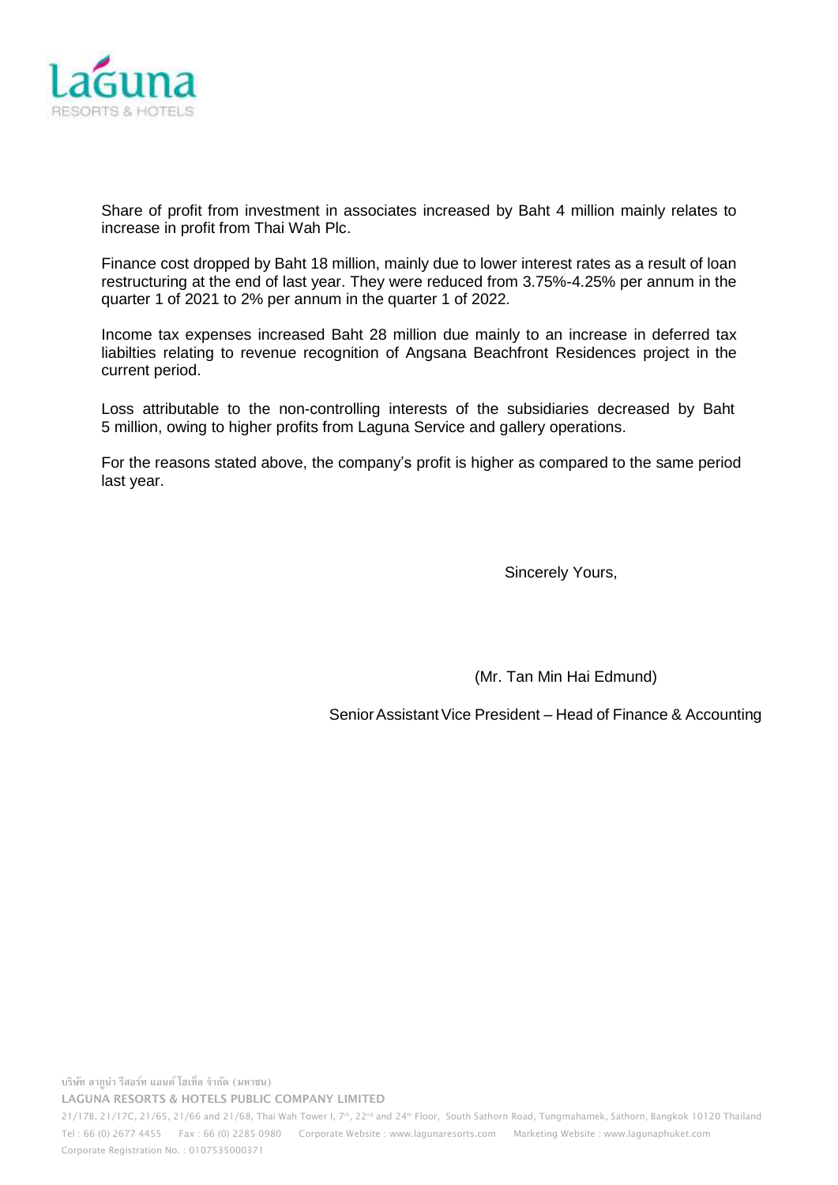Share of profit from investment in associates increased by Baht 4 million mainly relates to increase in profit from Thai Wah Plc.

Finance cost dropped by Baht 18 million, mainly due to lower interest rates as a result of loan restructuring at the end of last year. They were reduced from 3.75%-4.25% per annum in the quarter 1 of 2021 to 2% per annum in the quarter 1 of 2022.

Income tax expenses increased Baht 28 million due mainly to an increase in deferred tax liabilties relating to revenue recognition of Angsana Beachfront Residences project in the current period.

Loss attributable to the non-controlling interests of the subsidiaries decreased by Baht 5 million, owing to higher profits from Laguna Service and gallery operations.

For the reasons stated above, the company's profit is higher as compared to the same period last year.

Sincerely Yours,

(Mr. Tan Min Hai Edmund)

Senior Assistant Vice President – Head of Finance & Accounting